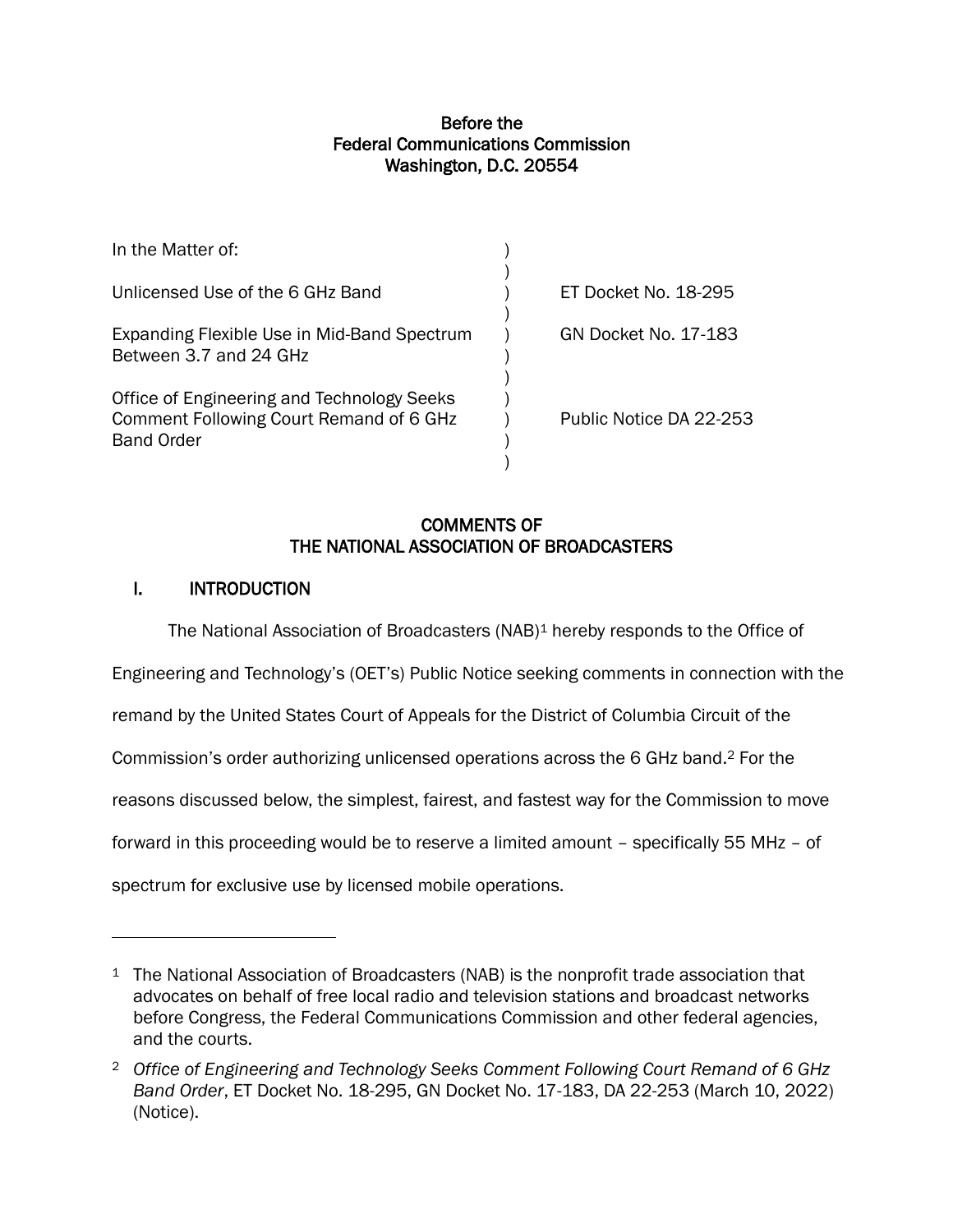**Before the**
**Federal Communications Commission**
**Washington, D.C. 20554**

| In the Matter of: | ) | |
|---|---|---|
| | ) | |
| Unlicensed Use of the 6 GHz Band | ) | ET Docket No. 18-295 |
| | ) | |
| Expanding Flexible Use in Mid-Band Spectrum Between 3.7 and 24 GHz | ) | GN Docket No. 17-183 |
| | ) | |
| Office of Engineering and Technology Seeks Comment Following Court Remand of 6 GHz Band Order | ) | Public Notice DA 22-253 |
| | ) | |

# COMMENTS OF THE NATIONAL ASSOCIATION OF BROADCASTERS

## I. INTRODUCTION

The National Association of Broadcasters (NAB)[1] hereby responds to the Office of Engineering and Technology's (OET's) Public Notice seeking comments in connection with the remand by the United States Court of Appeals for the District of Columbia Circuit of the Commission's order authorizing unlicensed operations across the 6 GHz band.[2] For the reasons discussed below, the simplest, fairest, and fastest way for the Commission to move forward in this proceeding would be to reserve a limited amount – specifically 55 MHz – of spectrum for exclusive use by licensed mobile operations.

---

[1] The National Association of Broadcasters (NAB) is the nonprofit trade association that advocates on behalf of free local radio and television stations and broadcast networks before Congress, the Federal Communications Commission and other federal agencies, and the courts.

[2] *Office of Engineering and Technology Seeks Comment Following Court Remand of 6 GHz Band Order*, ET Docket No. 18-295, GN Docket No. 17-183, DA 22-253 (March 10, 2022) (Notice).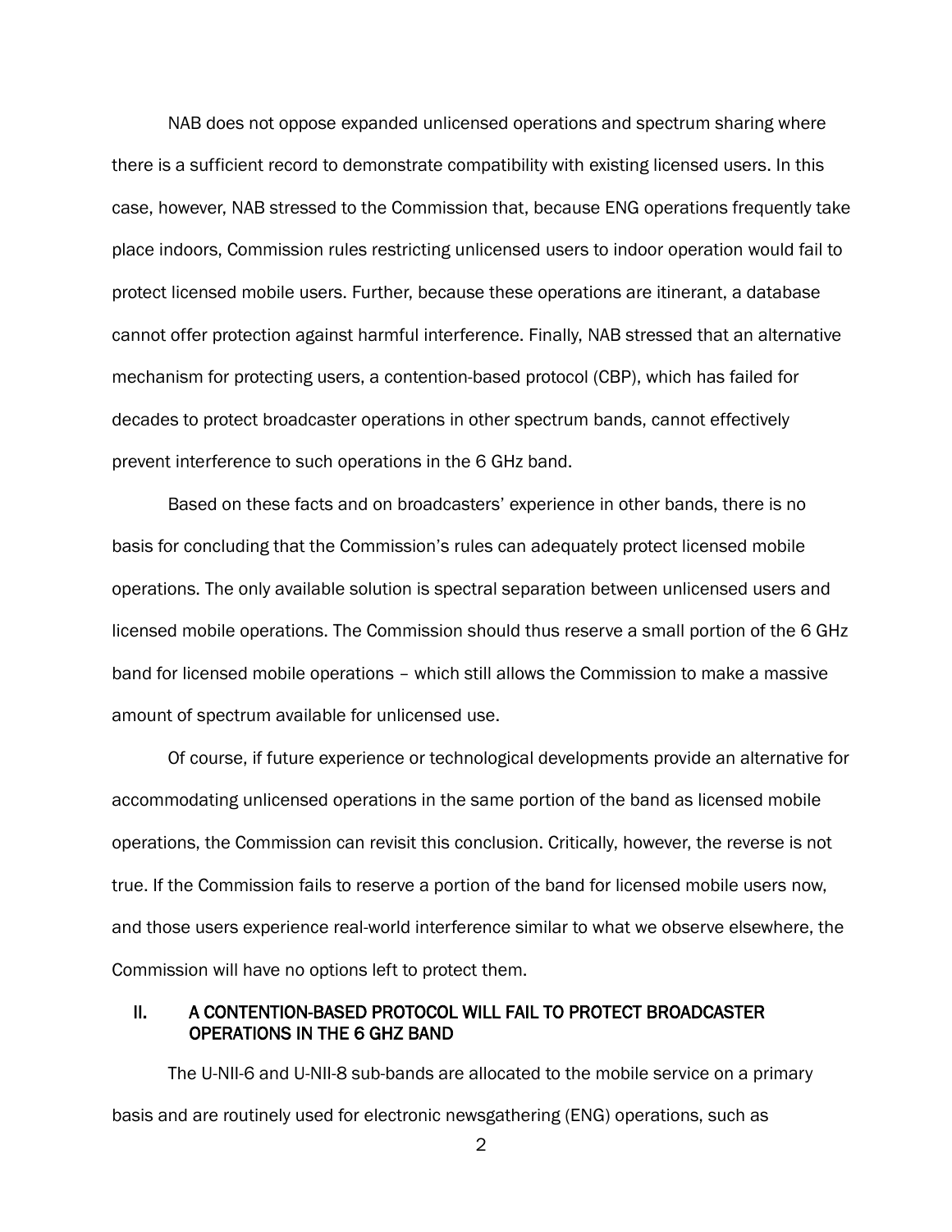NAB does not oppose expanded unlicensed operations and spectrum sharing where there is a sufficient record to demonstrate compatibility with existing licensed users. In this case, however, NAB stressed to the Commission that, because ENG operations frequently take place indoors, Commission rules restricting unlicensed users to indoor operation would fail to protect licensed mobile users. Further, because these operations are itinerant, a database cannot offer protection against harmful interference. Finally, NAB stressed that an alternative mechanism for protecting users, a contention-based protocol (CBP), which has failed for decades to protect broadcaster operations in other spectrum bands, cannot effectively prevent interference to such operations in the 6 GHz band.

Based on these facts and on broadcasters' experience in other bands, there is no basis for concluding that the Commission's rules can adequately protect licensed mobile operations. The only available solution is spectral separation between unlicensed users and licensed mobile operations. The Commission should thus reserve a small portion of the 6 GHz band for licensed mobile operations – which still allows the Commission to make a massive amount of spectrum available for unlicensed use.

Of course, if future experience or technological developments provide an alternative for accommodating unlicensed operations in the same portion of the band as licensed mobile operations, the Commission can revisit this conclusion. Critically, however, the reverse is not true. If the Commission fails to reserve a portion of the band for licensed mobile users now, and those users experience real-world interference similar to what we observe elsewhere, the Commission will have no options left to protect them.

## II. A CONTENTION-BASED PROTOCOL WILL FAIL TO PROTECT BROADCASTER OPERATIONS IN THE 6 GHZ BAND

The U-NII-6 and U-NII-8 sub-bands are allocated to the mobile service on a primary basis and are routinely used for electronic newsgathering (ENG) operations, such as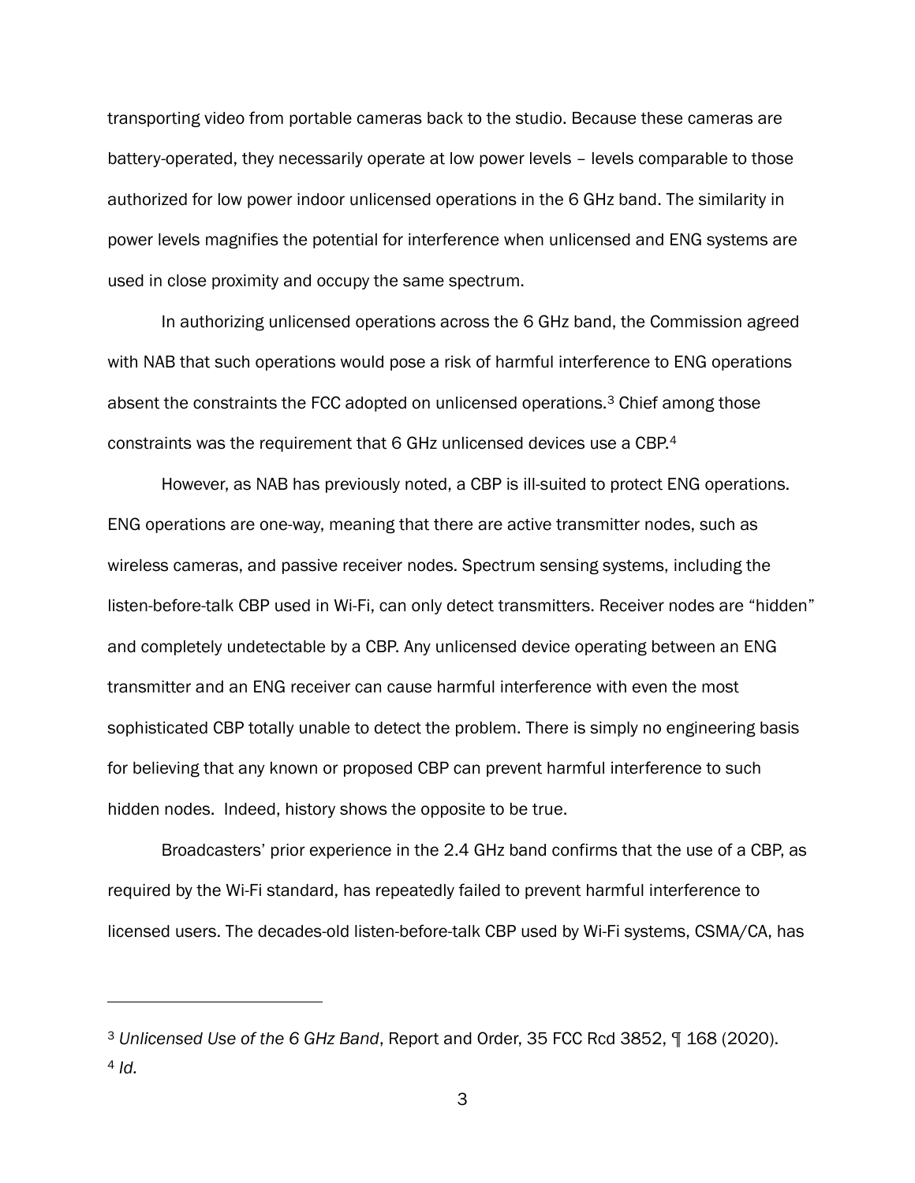transporting video from portable cameras back to the studio. Because these cameras are battery-operated, they necessarily operate at low power levels – levels comparable to those authorized for low power indoor unlicensed operations in the 6 GHz band. The similarity in power levels magnifies the potential for interference when unlicensed and ENG systems are used in close proximity and occupy the same spectrum.

In authorizing unlicensed operations across the 6 GHz band, the Commission agreed with NAB that such operations would pose a risk of harmful interference to ENG operations absent the constraints the FCC adopted on unlicensed operations.[3] Chief among those constraints was the requirement that 6 GHz unlicensed devices use a CBP.[4]

However, as NAB has previously noted, a CBP is ill-suited to protect ENG operations. ENG operations are one-way, meaning that there are active transmitter nodes, such as wireless cameras, and passive receiver nodes. Spectrum sensing systems, including the listen-before-talk CBP used in Wi-Fi, can only detect transmitters. Receiver nodes are "hidden" and completely undetectable by a CBP. Any unlicensed device operating between an ENG transmitter and an ENG receiver can cause harmful interference with even the most sophisticated CBP totally unable to detect the problem. There is simply no engineering basis for believing that any known or proposed CBP can prevent harmful interference to such hidden nodes. Indeed, history shows the opposite to be true.

Broadcasters' prior experience in the 2.4 GHz band confirms that the use of a CBP, as required by the Wi-Fi standard, has repeatedly failed to prevent harmful interference to licensed users. The decades-old listen-before-talk CBP used by Wi-Fi systems, CSMA/CA, has

---

[3] *Unlicensed Use of the 6 GHz Band*, Report and Order, 35 FCC Rcd 3852, ¶ 168 (2020).

[4] *Id.*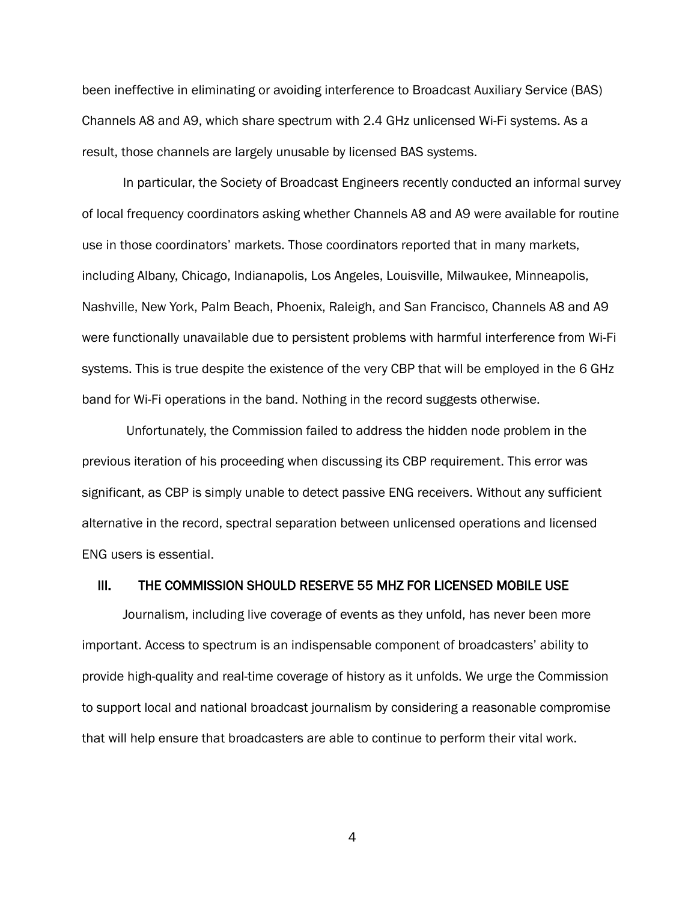been ineffective in eliminating or avoiding interference to Broadcast Auxiliary Service (BAS) Channels A8 and A9, which share spectrum with 2.4 GHz unlicensed Wi-Fi systems. As a result, those channels are largely unusable by licensed BAS systems.

In particular, the Society of Broadcast Engineers recently conducted an informal survey of local frequency coordinators asking whether Channels A8 and A9 were available for routine use in those coordinators' markets. Those coordinators reported that in many markets, including Albany, Chicago, Indianapolis, Los Angeles, Louisville, Milwaukee, Minneapolis, Nashville, New York, Palm Beach, Phoenix, Raleigh, and San Francisco, Channels A8 and A9 were functionally unavailable due to persistent problems with harmful interference from Wi-Fi systems. This is true despite the existence of the very CBP that will be employed in the 6 GHz band for Wi-Fi operations in the band. Nothing in the record suggests otherwise.

Unfortunately, the Commission failed to address the hidden node problem in the previous iteration of his proceeding when discussing its CBP requirement. This error was significant, as CBP is simply unable to detect passive ENG receivers. Without any sufficient alternative in the record, spectral separation between unlicensed operations and licensed ENG users is essential.

## III. THE COMMISSION SHOULD RESERVE 55 MHZ FOR LICENSED MOBILE USE

Journalism, including live coverage of events as they unfold, has never been more important. Access to spectrum is an indispensable component of broadcasters' ability to provide high-quality and real-time coverage of history as it unfolds. We urge the Commission to support local and national broadcast journalism by considering a reasonable compromise that will help ensure that broadcasters are able to continue to perform their vital work.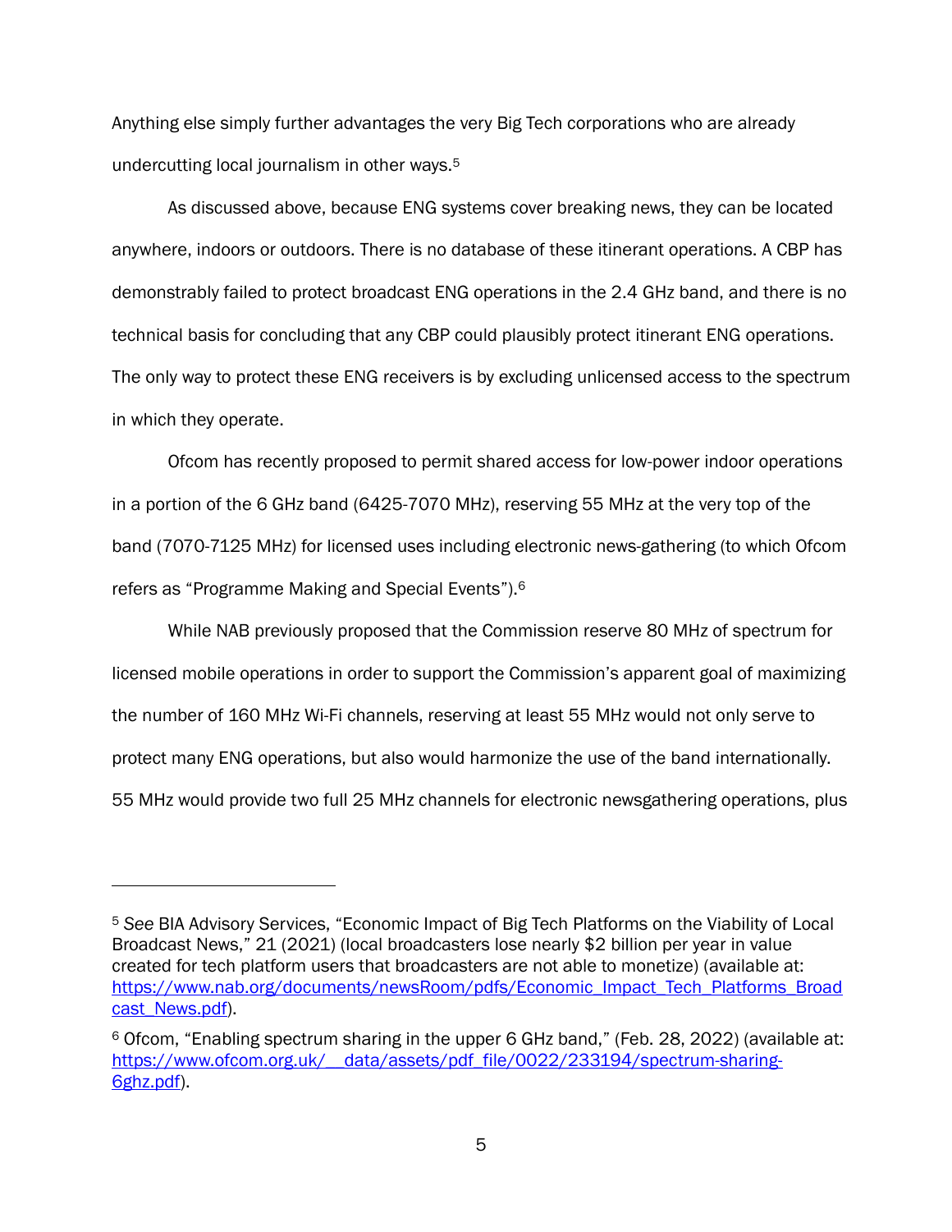Anything else simply further advantages the very Big Tech corporations who are already undercutting local journalism in other ways.[5]

As discussed above, because ENG systems cover breaking news, they can be located anywhere, indoors or outdoors. There is no database of these itinerant operations. A CBP has demonstrably failed to protect broadcast ENG operations in the 2.4 GHz band, and there is no technical basis for concluding that any CBP could plausibly protect itinerant ENG operations. The only way to protect these ENG receivers is by excluding unlicensed access to the spectrum in which they operate.

Ofcom has recently proposed to permit shared access for low-power indoor operations in a portion of the 6 GHz band (6425-7070 MHz), reserving 55 MHz at the very top of the band (7070-7125 MHz) for licensed uses including electronic news-gathering (to which Ofcom refers as "Programme Making and Special Events").[6]

While NAB previously proposed that the Commission reserve 80 MHz of spectrum for licensed mobile operations in order to support the Commission's apparent goal of maximizing the number of 160 MHz Wi-Fi channels, reserving at least 55 MHz would not only serve to protect many ENG operations, but also would harmonize the use of the band internationally. 55 MHz would provide two full 25 MHz channels for electronic newsgathering operations, plus

---

[5] *See* BIA Advisory Services, "Economic Impact of Big Tech Platforms on the Viability of Local Broadcast News," 21 (2021) (local broadcasters lose nearly $2 billion per year in value created for tech platform users that broadcasters are not able to monetize) (available at: https://www.nab.org/documents/newsRoom/pdfs/Economic_Impact_Tech_Platforms_Broadcast_News.pdf).

[6] Ofcom, "Enabling spectrum sharing in the upper 6 GHz band," (Feb. 28, 2022) (available at: https://www.ofcom.org.uk/__data/assets/pdf_file/0022/233194/spectrum-sharing-6ghz.pdf).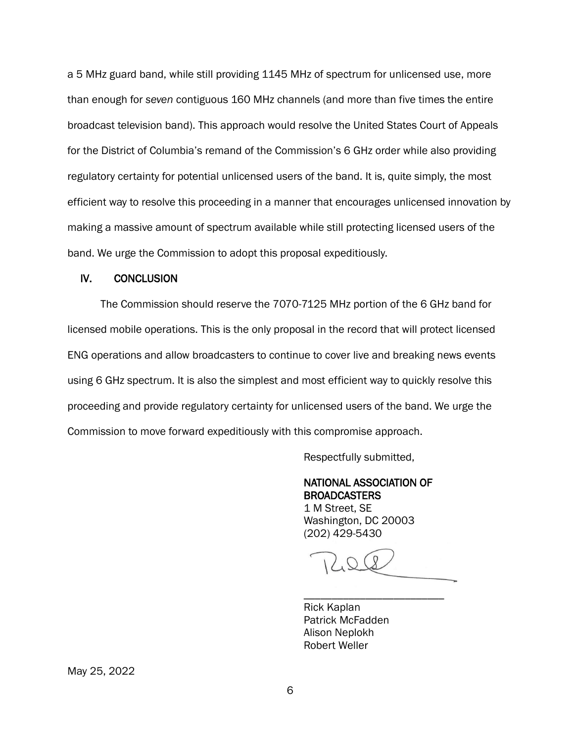a 5 MHz guard band, while still providing 1145 MHz of spectrum for unlicensed use, more than enough for *seven* contiguous 160 MHz channels (and more than five times the entire broadcast television band). This approach would resolve the United States Court of Appeals for the District of Columbia's remand of the Commission's 6 GHz order while also providing regulatory certainty for potential unlicensed users of the band. It is, quite simply, the most efficient way to resolve this proceeding in a manner that encourages unlicensed innovation by making a massive amount of spectrum available while still protecting licensed users of the band. We urge the Commission to adopt this proposal expeditiously.

## IV. CONCLUSION

The Commission should reserve the 7070-7125 MHz portion of the 6 GHz band for licensed mobile operations. This is the only proposal in the record that will protect licensed ENG operations and allow broadcasters to continue to cover live and breaking news events using 6 GHz spectrum. It is also the simplest and most efficient way to quickly resolve this proceeding and provide regulatory certainty for unlicensed users of the band. We urge the Commission to move forward expeditiously with this compromise approach.

Respectfully submitted,

NATIONAL ASSOCIATION OF BROADCASTERS
1 M Street, SE
Washington, DC 20003
(202) 429-5430

\_\_\_\_\_\_\_\_\_\_\_\_\_\_\_\_\_\_\_\_\_\_\_\_\_

Rick Kaplan
Patrick McFadden
Alison Neplokh
Robert Weller

May 25, 2022